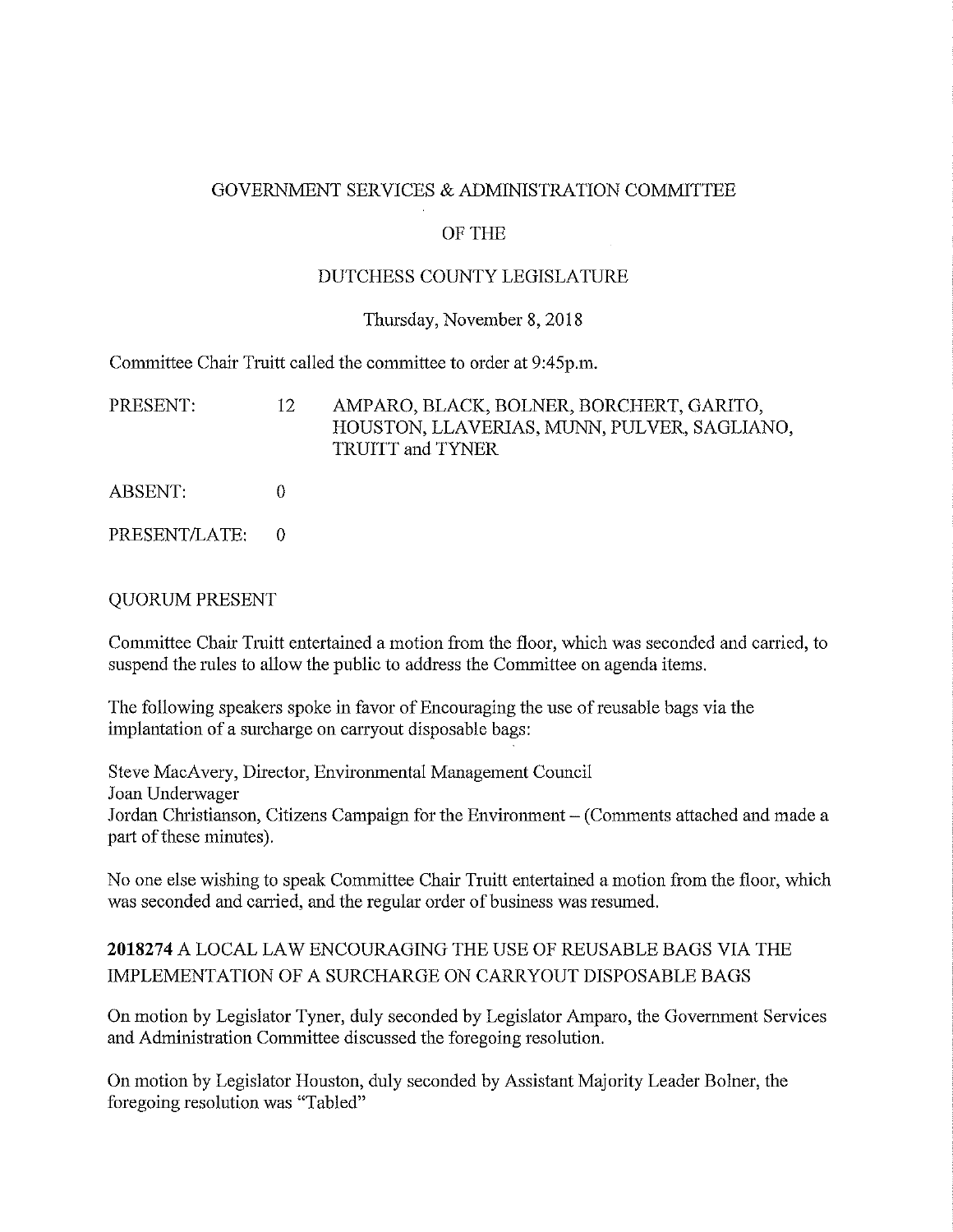# GOVERNMENT SERVICES & ADMINISTRATION COMMITTEE

## OF THE

## DUTCHESS COUNTY LEGISLATURE

Thursday, November 8, 2018

Committee Chair Truitt called the committee to order at 9:45p.m.

| | | |
|---|---|---|
| PRESENT: | 12 | AMPARO, BLACK, BOLNER, BORCHERT, GARITO, HOUSTON, LLAVERIAS, MUNN, PULVER, SAGLIANO, TRUITT and TYNER |
| ABSENT: | 0 | |
| PRESENT/LATE: | 0 | |

QUORUM PRESENT

Committee Chair Truitt entertained a motion from the floor, which was seconded and carried, to suspend the rules to allow the public to address the Committee on agenda items.

The following speakers spoke in favor of Encouraging the use of reusable bags via the implantation of a surcharge on carryout disposable bags:

Steve MacAvery, Director, Environmental Management Council
Joan Underwager
Jordan Christianson, Citizens Campaign for the Environment – (Comments attached and made a part of these minutes).

No one else wishing to speak Committee Chair Truitt entertained a motion from the floor, which was seconded and carried, and the regular order of business was resumed.

**2018274** A LOCAL LAW ENCOURAGING THE USE OF REUSABLE BAGS VIA THE IMPLEMENTATION OF A SURCHARGE ON CARRYOUT DISPOSABLE BAGS

On motion by Legislator Tyner, duly seconded by Legislator Amparo, the Government Services and Administration Committee discussed the foregoing resolution.

On motion by Legislator Houston, duly seconded by Assistant Majority Leader Bolner, the foregoing resolution was "Tabled"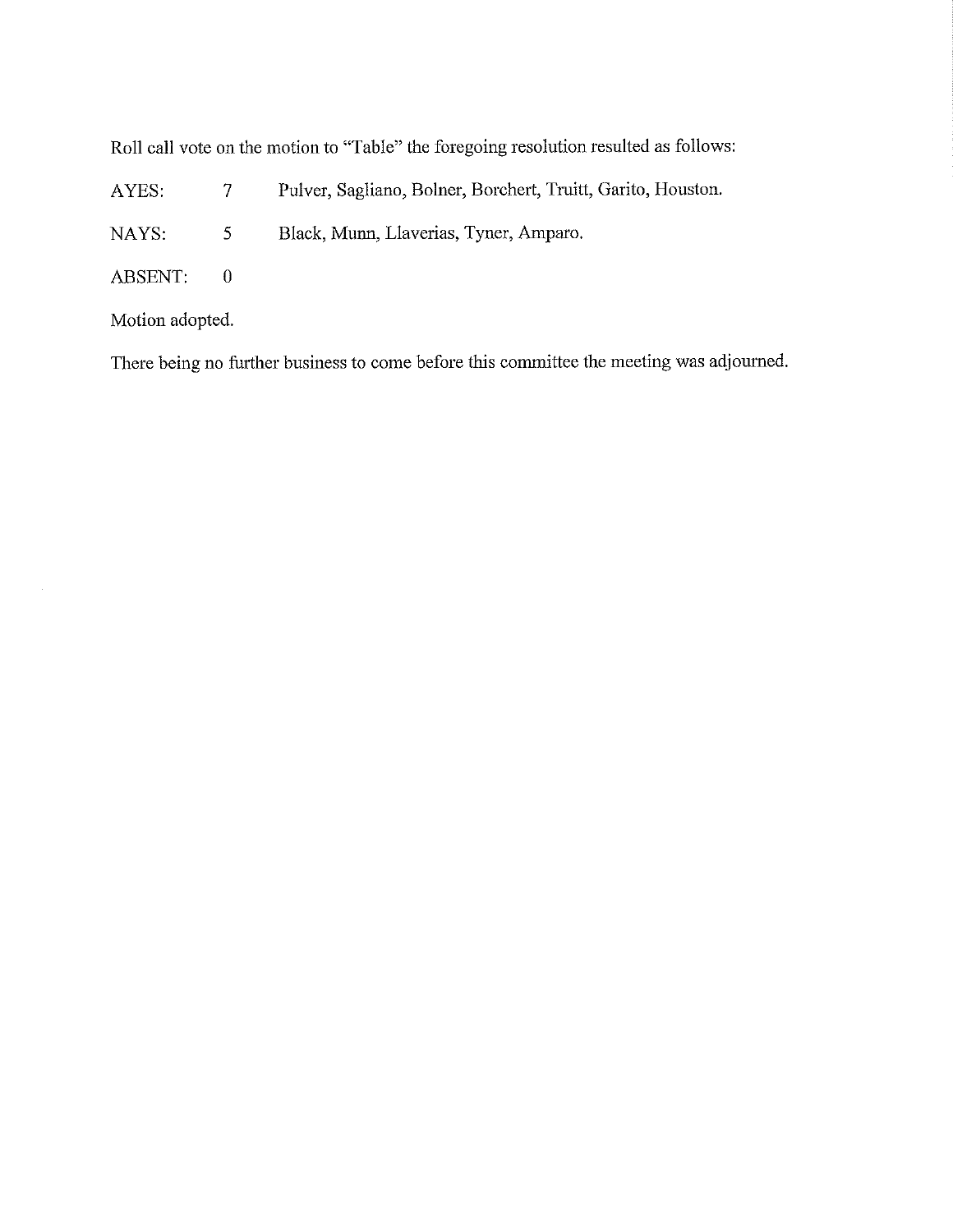Roll call vote on the motion to "Table" the foregoing resolution resulted as follows:

AYES: 7 Pulver, Sagliano, Bolner, Borchert, Truitt, Garito, Houston.

NAYS: 5 Black, Munn, Llaverias, Tyner, Amparo.

ABSENT: 0

Motion adopted.

There being no further business to come before this committee the meeting was adjourned.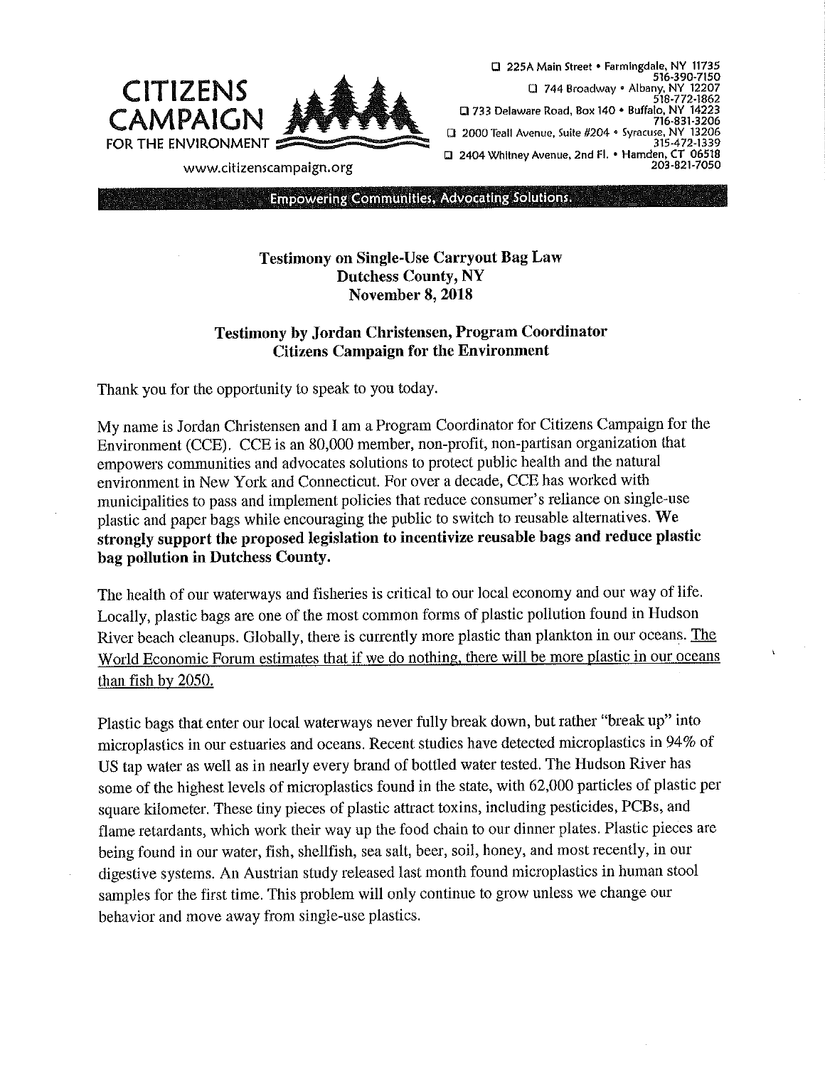# CITIZENS CAMPAIGN FOR THE ENVIRONMENT

www.citizenscampaign.org

225A Main Street • Farmingdale, NY 11735
516-390-7150

744 Broadway • Albany, NY 12207
518-772-1862

733 Delaware Road, Box 140 • Buffalo, NY 14223
716-831-3206

2000 Teall Avenue, Suite #204 • Syracuse, NY 13206
315-472-1339

2404 Whitney Avenue, 2nd Fl. • Hamden, CT 06518
203-821-7050

Empowering Communities, Advocating Solutions.

**Testimony on Single-Use Carryout Bag Law**
**Dutchess County, NY**
**November 8, 2018**

**Testimony by Jordan Christensen, Program Coordinator**
**Citizens Campaign for the Environment**

Thank you for the opportunity to speak to you today.

My name is Jordan Christensen and I am a Program Coordinator for Citizens Campaign for the Environment (CCE). CCE is an 80,000 member, non-profit, non-partisan organization that empowers communities and advocates solutions to protect public health and the natural environment in New York and Connecticut. For over a decade, CCE has worked with municipalities to pass and implement policies that reduce consumer's reliance on single-use plastic and paper bags while encouraging the public to switch to reusable alternatives. **We strongly support the proposed legislation to incentivize reusable bags and reduce plastic bag pollution in Dutchess County.**

The health of our waterways and fisheries is critical to our local economy and our way of life. Locally, plastic bags are one of the most common forms of plastic pollution found in Hudson River beach cleanups. Globally, there is currently more plastic than plankton in our oceans. The World Economic Forum estimates that if we do nothing, there will be more plastic in our oceans than fish by 2050.

Plastic bags that enter our local waterways never fully break down, but rather "break up" into microplastics in our estuaries and oceans. Recent studies have detected microplastics in 94% of US tap water as well as in nearly every brand of bottled water tested. The Hudson River has some of the highest levels of microplastics found in the state, with 62,000 particles of plastic per square kilometer. These tiny pieces of plastic attract toxins, including pesticides, PCBs, and flame retardants, which work their way up the food chain to our dinner plates. Plastic pieces are being found in our water, fish, shellfish, sea salt, beer, soil, honey, and most recently, in our digestive systems. An Austrian study released last month found microplastics in human stool samples for the first time. This problem will only continue to grow unless we change our behavior and move away from single-use plastics.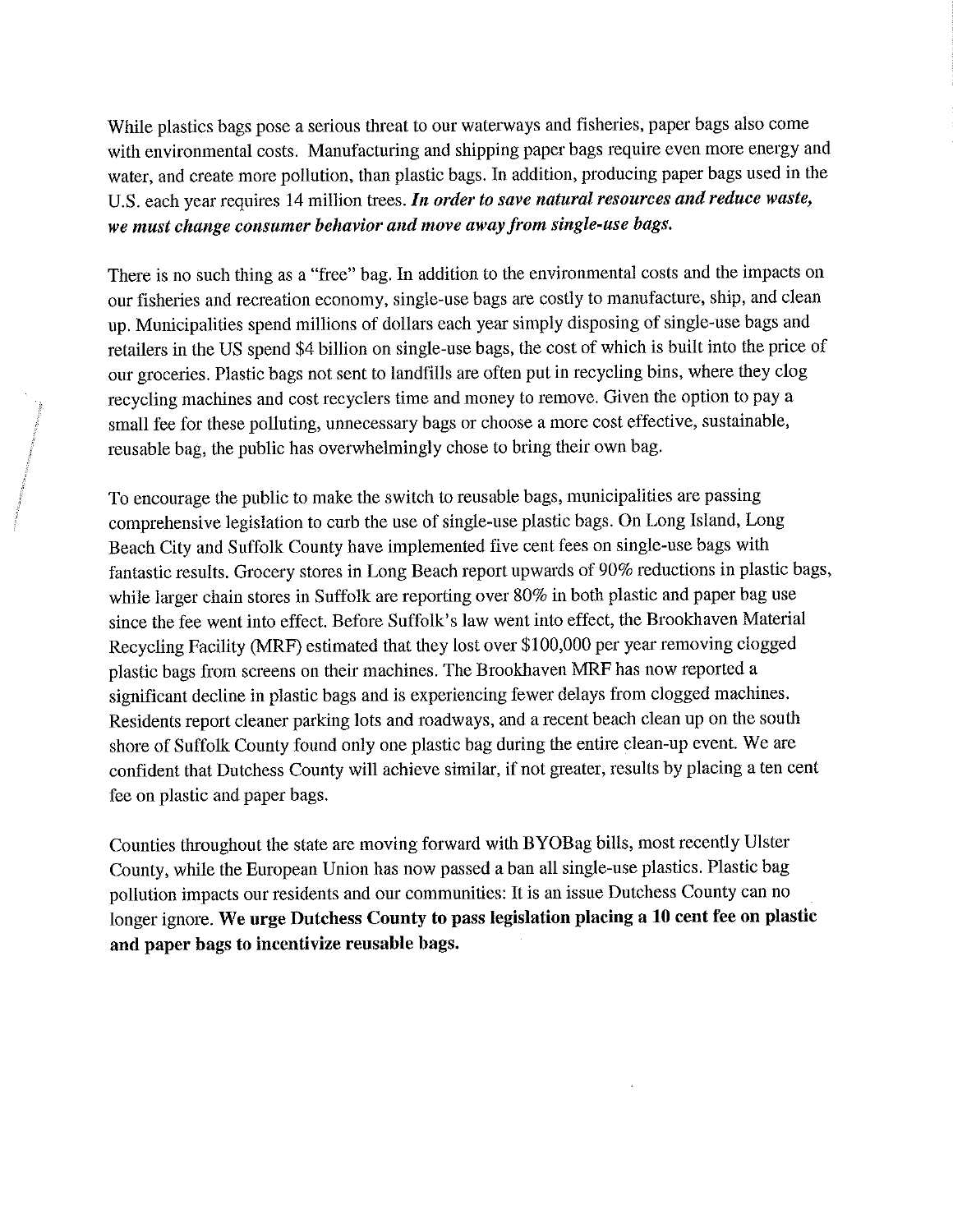While plastics bags pose a serious threat to our waterways and fisheries, paper bags also come with environmental costs. Manufacturing and shipping paper bags require even more energy and water, and create more pollution, than plastic bags. In addition, producing paper bags used in the U.S. each year requires 14 million trees. ***In order to save natural resources and reduce waste, we must change consumer behavior and move away from single-use bags.***

There is no such thing as a "free" bag. In addition to the environmental costs and the impacts on our fisheries and recreation economy, single-use bags are costly to manufacture, ship, and clean up. Municipalities spend millions of dollars each year simply disposing of single-use bags and retailers in the US spend $4 billion on single-use bags, the cost of which is built into the price of our groceries. Plastic bags not sent to landfills are often put in recycling bins, where they clog recycling machines and cost recyclers time and money to remove. Given the option to pay a small fee for these polluting, unnecessary bags or choose a more cost effective, sustainable, reusable bag, the public has overwhelmingly chose to bring their own bag.

To encourage the public to make the switch to reusable bags, municipalities are passing comprehensive legislation to curb the use of single-use plastic bags. On Long Island, Long Beach City and Suffolk County have implemented five cent fees on single-use bags with fantastic results. Grocery stores in Long Beach report upwards of 90% reductions in plastic bags, while larger chain stores in Suffolk are reporting over 80% in both plastic and paper bag use since the fee went into effect. Before Suffolk's law went into effect, the Brookhaven Material Recycling Facility (MRF) estimated that they lost over $100,000 per year removing clogged plastic bags from screens on their machines. The Brookhaven MRF has now reported a significant decline in plastic bags and is experiencing fewer delays from clogged machines. Residents report cleaner parking lots and roadways, and a recent beach clean up on the south shore of Suffolk County found only one plastic bag during the entire clean-up event. We are confident that Dutchess County will achieve similar, if not greater, results by placing a ten cent fee on plastic and paper bags.

Counties throughout the state are moving forward with BYOBag bills, most recently Ulster County, while the European Union has now passed a ban all single-use plastics. Plastic bag pollution impacts our residents and our communities: It is an issue Dutchess County can no longer ignore. **We urge Dutchess County to pass legislation placing a 10 cent fee on plastic and paper bags to incentivize reusable bags.**